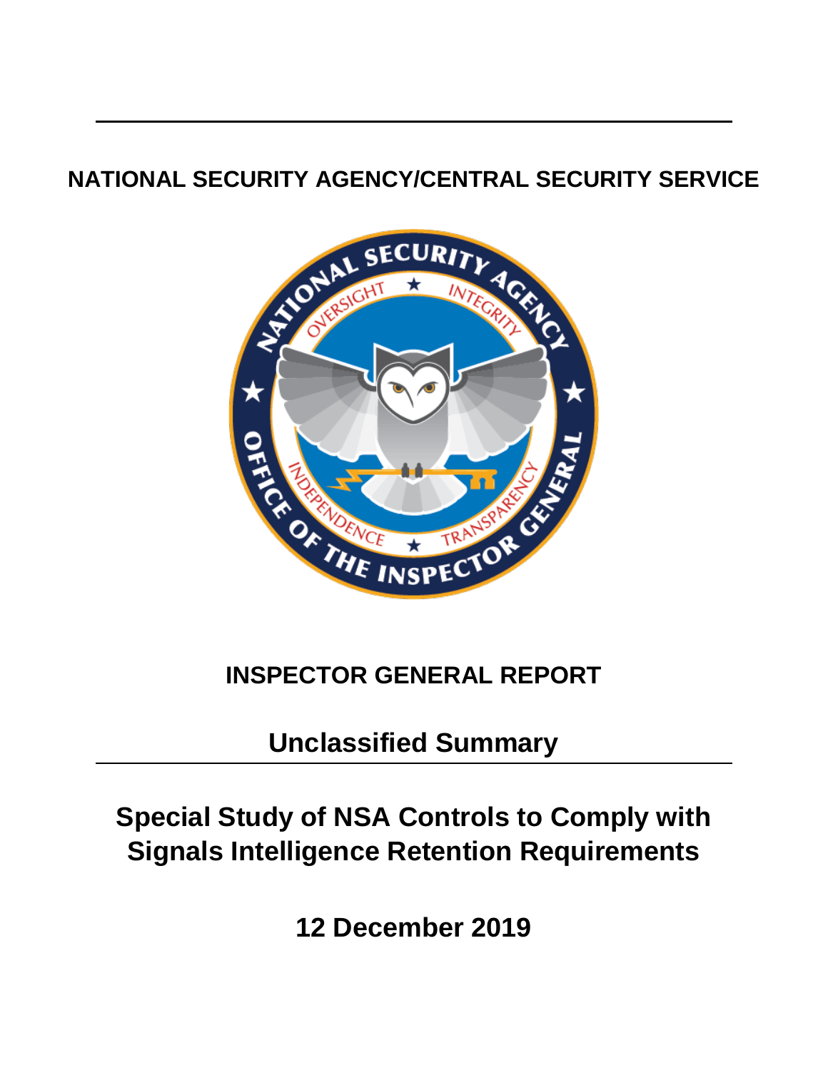**NATIONAL SECURITY AGENCY/CENTRAL SECURITY SERVICE**

# INSPECTOR GENERAL REPORT

## Unclassified Summary

# Special Study of NSA Controls to Comply with Signals Intelligence Retention Requirements

**12 December 2019**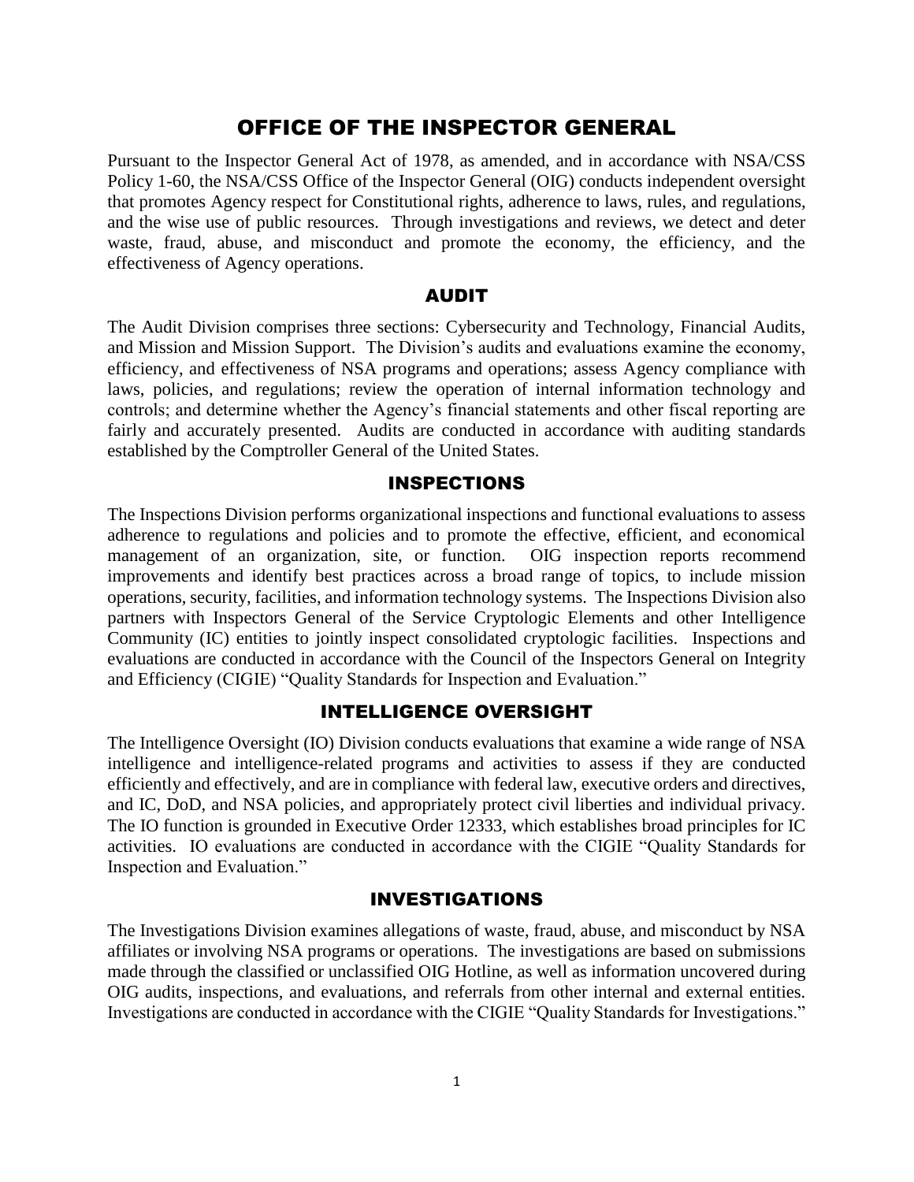# OFFICE OF THE INSPECTOR GENERAL

Pursuant to the Inspector General Act of 1978, as amended, and in accordance with NSA/CSS Policy 1-60, the NSA/CSS Office of the Inspector General (OIG) conducts independent oversight that promotes Agency respect for Constitutional rights, adherence to laws, rules, and regulations, and the wise use of public resources. Through investigations and reviews, we detect and deter waste, fraud, abuse, and misconduct and promote the economy, the efficiency, and the effectiveness of Agency operations.

## AUDIT

The Audit Division comprises three sections: Cybersecurity and Technology, Financial Audits, and Mission and Mission Support. The Division's audits and evaluations examine the economy, efficiency, and effectiveness of NSA programs and operations; assess Agency compliance with laws, policies, and regulations; review the operation of internal information technology and controls; and determine whether the Agency's financial statements and other fiscal reporting are fairly and accurately presented. Audits are conducted in accordance with auditing standards established by the Comptroller General of the United States.

## INSPECTIONS

The Inspections Division performs organizational inspections and functional evaluations to assess adherence to regulations and policies and to promote the effective, efficient, and economical management of an organization, site, or function. OIG inspection reports recommend improvements and identify best practices across a broad range of topics, to include mission operations, security, facilities, and information technology systems. The Inspections Division also partners with Inspectors General of the Service Cryptologic Elements and other Intelligence Community (IC) entities to jointly inspect consolidated cryptologic facilities. Inspections and evaluations are conducted in accordance with the Council of the Inspectors General on Integrity and Efficiency (CIGIE) "Quality Standards for Inspection and Evaluation."

## INTELLIGENCE OVERSIGHT

The Intelligence Oversight (IO) Division conducts evaluations that examine a wide range of NSA intelligence and intelligence-related programs and activities to assess if they are conducted efficiently and effectively, and are in compliance with federal law, executive orders and directives, and IC, DoD, and NSA policies, and appropriately protect civil liberties and individual privacy. The IO function is grounded in Executive Order 12333, which establishes broad principles for IC activities. IO evaluations are conducted in accordance with the CIGIE "Quality Standards for Inspection and Evaluation."

## INVESTIGATIONS

The Investigations Division examines allegations of waste, fraud, abuse, and misconduct by NSA affiliates or involving NSA programs or operations. The investigations are based on submissions made through the classified or unclassified OIG Hotline, as well as information uncovered during OIG audits, inspections, and evaluations, and referrals from other internal and external entities. Investigations are conducted in accordance with the CIGIE "Quality Standards for Investigations."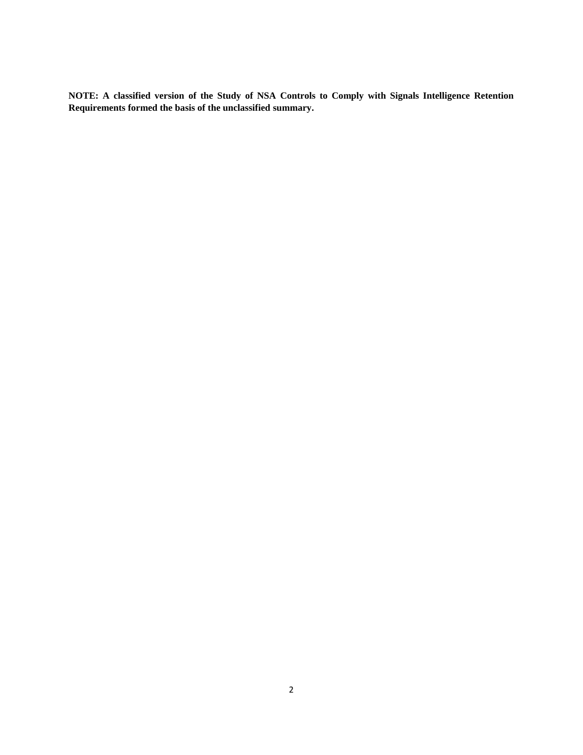**NOTE: A classified version of the Study of NSA Controls to Comply with Signals Intelligence Retention Requirements formed the basis of the unclassified summary.**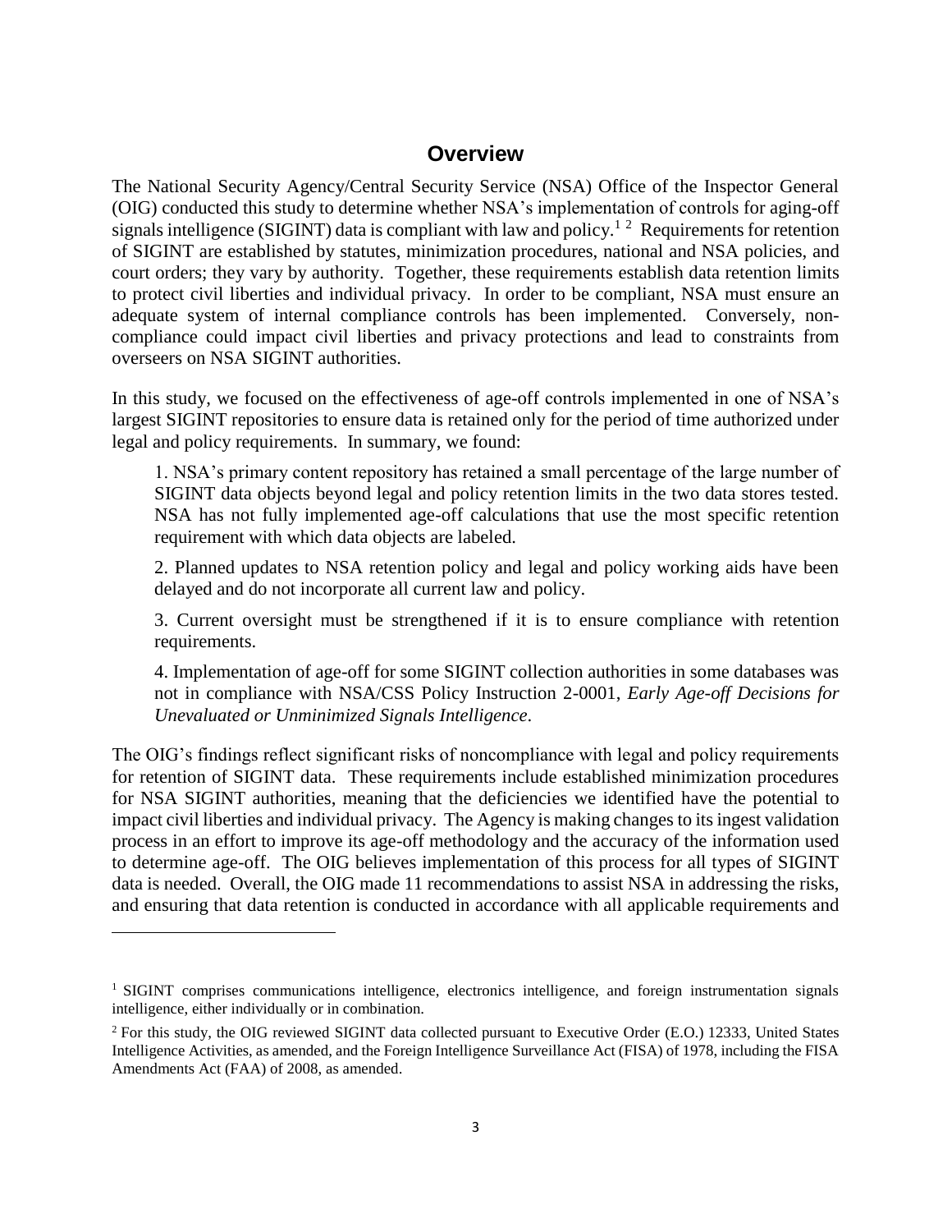## Overview

The National Security Agency/Central Security Service (NSA) Office of the Inspector General (OIG) conducted this study to determine whether NSA's implementation of controls for aging-off signals intelligence (SIGINT) data is compliant with law and policy.[1] [2] Requirements for retention of SIGINT are established by statutes, minimization procedures, national and NSA policies, and court orders; they vary by authority. Together, these requirements establish data retention limits to protect civil liberties and individual privacy. In order to be compliant, NSA must ensure an adequate system of internal compliance controls has been implemented. Conversely, non-compliance could impact civil liberties and privacy protections and lead to constraints from overseers on NSA SIGINT authorities.

In this study, we focused on the effectiveness of age-off controls implemented in one of NSA's largest SIGINT repositories to ensure data is retained only for the period of time authorized under legal and policy requirements. In summary, we found:

1. NSA's primary content repository has retained a small percentage of the large number of SIGINT data objects beyond legal and policy retention limits in the two data stores tested. NSA has not fully implemented age-off calculations that use the most specific retention requirement with which data objects are labeled.

2. Planned updates to NSA retention policy and legal and policy working aids have been delayed and do not incorporate all current law and policy.

3. Current oversight must be strengthened if it is to ensure compliance with retention requirements.

4. Implementation of age-off for some SIGINT collection authorities in some databases was not in compliance with NSA/CSS Policy Instruction 2-0001, *Early Age-off Decisions for Unevaluated or Unminimized Signals Intelligence*.

The OIG's findings reflect significant risks of noncompliance with legal and policy requirements for retention of SIGINT data. These requirements include established minimization procedures for NSA SIGINT authorities, meaning that the deficiencies we identified have the potential to impact civil liberties and individual privacy. The Agency is making changes to its ingest validation process in an effort to improve its age-off methodology and the accuracy of the information used to determine age-off. The OIG believes implementation of this process for all types of SIGINT data is needed. Overall, the OIG made 11 recommendations to assist NSA in addressing the risks, and ensuring that data retention is conducted in accordance with all applicable requirements and

---

[1] SIGINT comprises communications intelligence, electronics intelligence, and foreign instrumentation signals intelligence, either individually or in combination.

[2] For this study, the OIG reviewed SIGINT data collected pursuant to Executive Order (E.O.) 12333, United States Intelligence Activities, as amended, and the Foreign Intelligence Surveillance Act (FISA) of 1978, including the FISA Amendments Act (FAA) of 2008, as amended.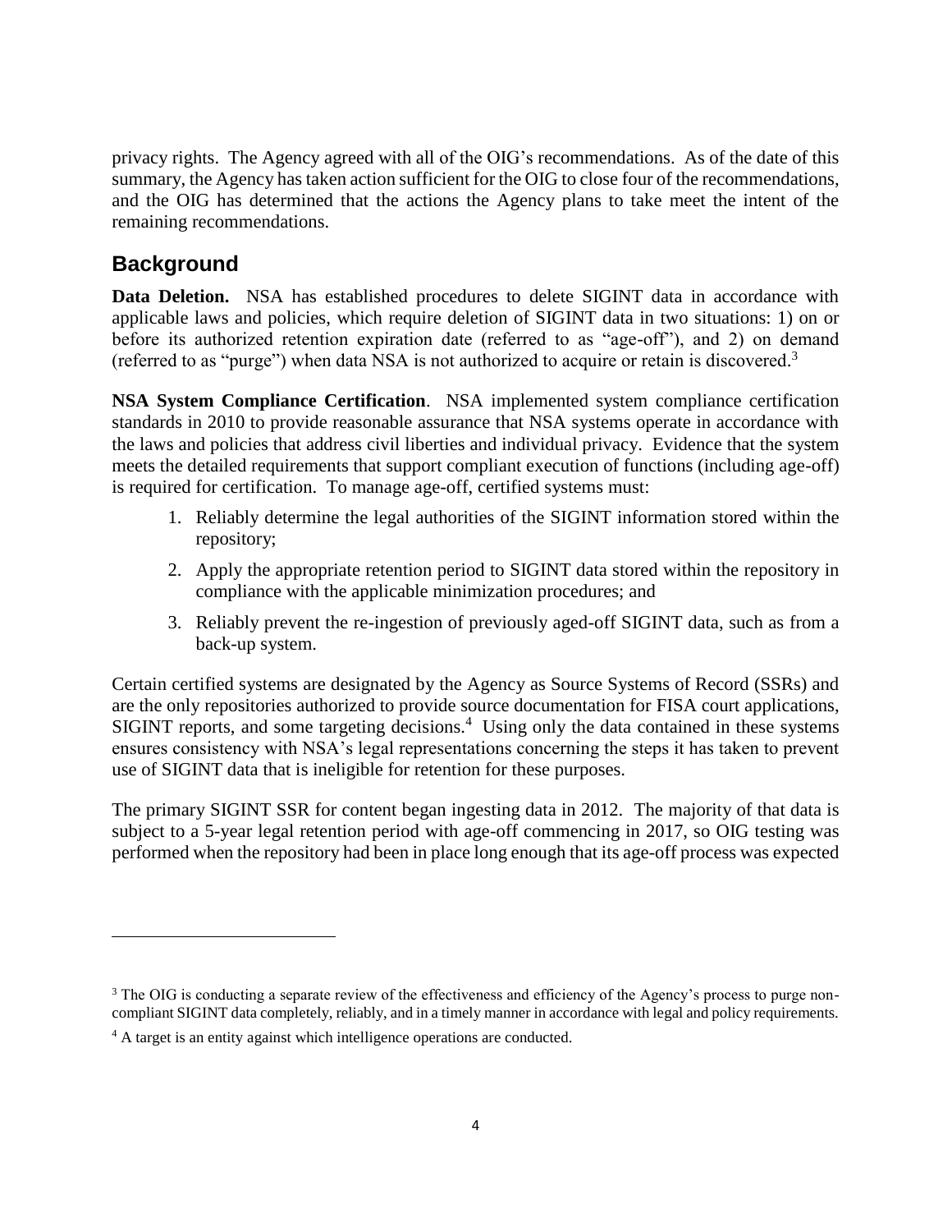privacy rights. The Agency agreed with all of the OIG's recommendations. As of the date of this summary, the Agency has taken action sufficient for the OIG to close four of the recommendations, and the OIG has determined that the actions the Agency plans to take meet the intent of the remaining recommendations.

## Background

**Data Deletion.** NSA has established procedures to delete SIGINT data in accordance with applicable laws and policies, which require deletion of SIGINT data in two situations: 1) on or before its authorized retention expiration date (referred to as "age-off"), and 2) on demand (referred to as "purge") when data NSA is not authorized to acquire or retain is discovered.[3]

**NSA System Compliance Certification**. NSA implemented system compliance certification standards in 2010 to provide reasonable assurance that NSA systems operate in accordance with the laws and policies that address civil liberties and individual privacy. Evidence that the system meets the detailed requirements that support compliant execution of functions (including age-off) is required for certification. To manage age-off, certified systems must:

1. Reliably determine the legal authorities of the SIGINT information stored within the repository;
2. Apply the appropriate retention period to SIGINT data stored within the repository in compliance with the applicable minimization procedures; and
3. Reliably prevent the re-ingestion of previously aged-off SIGINT data, such as from a back-up system.

Certain certified systems are designated by the Agency as Source Systems of Record (SSRs) and are the only repositories authorized to provide source documentation for FISA court applications, SIGINT reports, and some targeting decisions.[4] Using only the data contained in these systems ensures consistency with NSA's legal representations concerning the steps it has taken to prevent use of SIGINT data that is ineligible for retention for these purposes.

The primary SIGINT SSR for content began ingesting data in 2012. The majority of that data is subject to a 5-year legal retention period with age-off commencing in 2017, so OIG testing was performed when the repository had been in place long enough that its age-off process was expected

[3] The OIG is conducting a separate review of the effectiveness and efficiency of the Agency's process to purge non-compliant SIGINT data completely, reliably, and in a timely manner in accordance with legal and policy requirements.

[4] A target is an entity against which intelligence operations are conducted.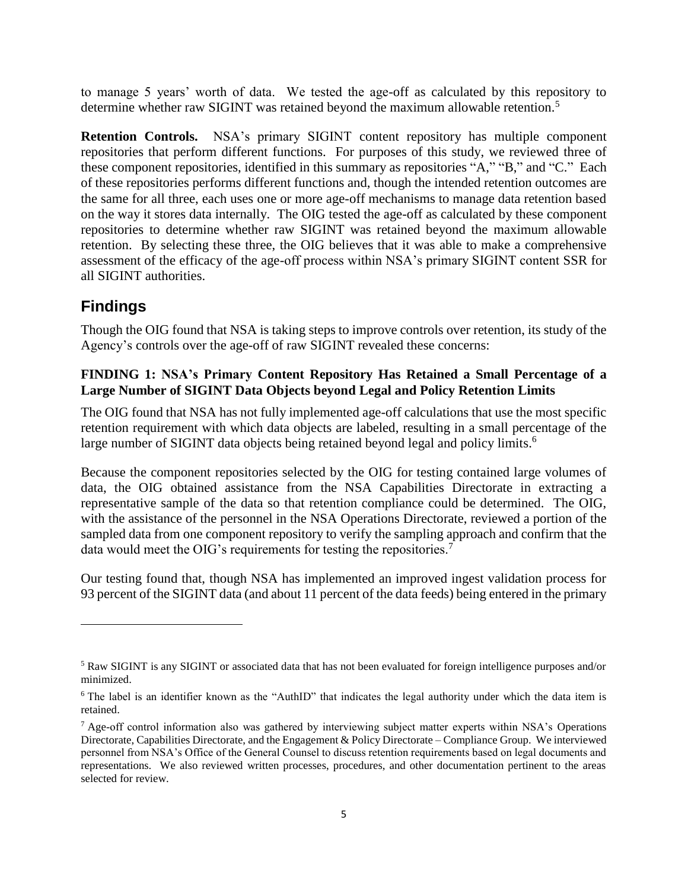to manage 5 years' worth of data. We tested the age-off as calculated by this repository to determine whether raw SIGINT was retained beyond the maximum allowable retention.[5]

**Retention Controls.** NSA's primary SIGINT content repository has multiple component repositories that perform different functions. For purposes of this study, we reviewed three of these component repositories, identified in this summary as repositories "A," "B," and "C." Each of these repositories performs different functions and, though the intended retention outcomes are the same for all three, each uses one or more age-off mechanisms to manage data retention based on the way it stores data internally. The OIG tested the age-off as calculated by these component repositories to determine whether raw SIGINT was retained beyond the maximum allowable retention. By selecting these three, the OIG believes that it was able to make a comprehensive assessment of the efficacy of the age-off process within NSA's primary SIGINT content SSR for all SIGINT authorities.

## Findings

Though the OIG found that NSA is taking steps to improve controls over retention, its study of the Agency's controls over the age-off of raw SIGINT revealed these concerns:

**FINDING 1: NSA's Primary Content Repository Has Retained a Small Percentage of a Large Number of SIGINT Data Objects beyond Legal and Policy Retention Limits**

The OIG found that NSA has not fully implemented age-off calculations that use the most specific retention requirement with which data objects are labeled, resulting in a small percentage of the large number of SIGINT data objects being retained beyond legal and policy limits.[6]

Because the component repositories selected by the OIG for testing contained large volumes of data, the OIG obtained assistance from the NSA Capabilities Directorate in extracting a representative sample of the data so that retention compliance could be determined. The OIG, with the assistance of the personnel in the NSA Operations Directorate, reviewed a portion of the sampled data from one component repository to verify the sampling approach and confirm that the data would meet the OIG's requirements for testing the repositories.[7]

Our testing found that, though NSA has implemented an improved ingest validation process for 93 percent of the SIGINT data (and about 11 percent of the data feeds) being entered in the primary

---

[5] Raw SIGINT is any SIGINT or associated data that has not been evaluated for foreign intelligence purposes and/or minimized.

[6] The label is an identifier known as the "AuthID" that indicates the legal authority under which the data item is retained.

[7] Age-off control information also was gathered by interviewing subject matter experts within NSA's Operations Directorate, Capabilities Directorate, and the Engagement & Policy Directorate – Compliance Group. We interviewed personnel from NSA's Office of the General Counsel to discuss retention requirements based on legal documents and representations. We also reviewed written processes, procedures, and other documentation pertinent to the areas selected for review.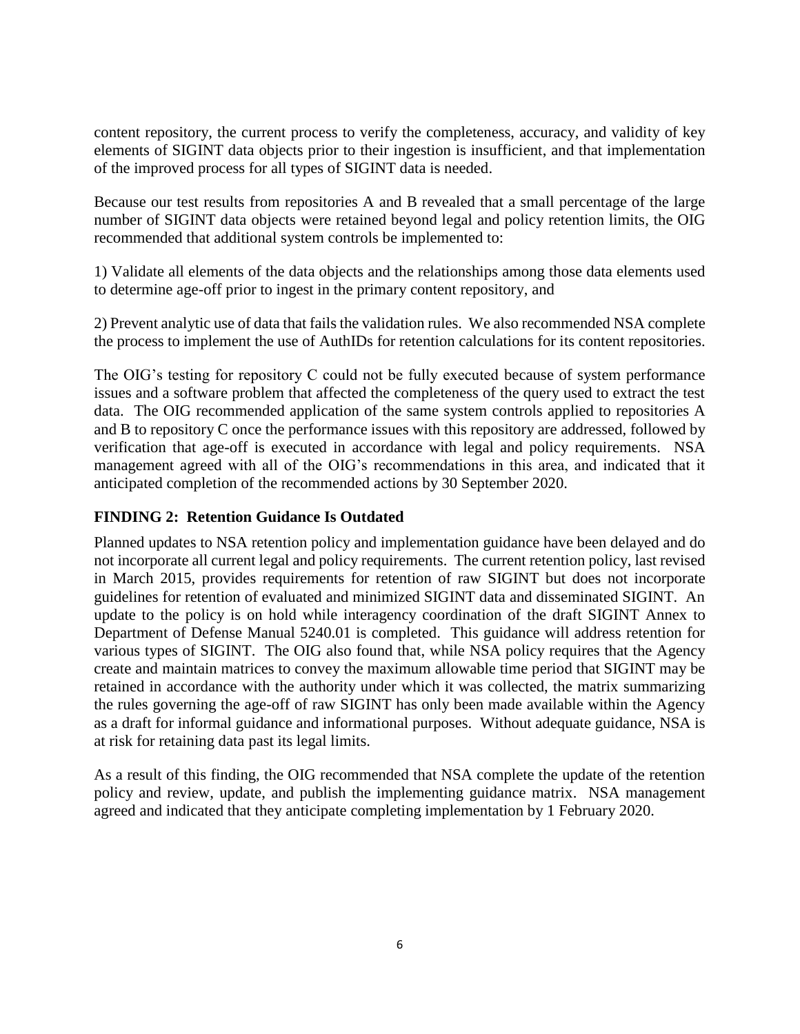content repository, the current process to verify the completeness, accuracy, and validity of key elements of SIGINT data objects prior to their ingestion is insufficient, and that implementation of the improved process for all types of SIGINT data is needed.

Because our test results from repositories A and B revealed that a small percentage of the large number of SIGINT data objects were retained beyond legal and policy retention limits, the OIG recommended that additional system controls be implemented to:

1) Validate all elements of the data objects and the relationships among those data elements used to determine age-off prior to ingest in the primary content repository, and

2) Prevent analytic use of data that fails the validation rules. We also recommended NSA complete the process to implement the use of AuthIDs for retention calculations for its content repositories.

The OIG's testing for repository C could not be fully executed because of system performance issues and a software problem that affected the completeness of the query used to extract the test data. The OIG recommended application of the same system controls applied to repositories A and B to repository C once the performance issues with this repository are addressed, followed by verification that age-off is executed in accordance with legal and policy requirements. NSA management agreed with all of the OIG's recommendations in this area, and indicated that it anticipated completion of the recommended actions by 30 September 2020.

### FINDING 2: Retention Guidance Is Outdated

Planned updates to NSA retention policy and implementation guidance have been delayed and do not incorporate all current legal and policy requirements. The current retention policy, last revised in March 2015, provides requirements for retention of raw SIGINT but does not incorporate guidelines for retention of evaluated and minimized SIGINT data and disseminated SIGINT. An update to the policy is on hold while interagency coordination of the draft SIGINT Annex to Department of Defense Manual 5240.01 is completed. This guidance will address retention for various types of SIGINT. The OIG also found that, while NSA policy requires that the Agency create and maintain matrices to convey the maximum allowable time period that SIGINT may be retained in accordance with the authority under which it was collected, the matrix summarizing the rules governing the age-off of raw SIGINT has only been made available within the Agency as a draft for informal guidance and informational purposes. Without adequate guidance, NSA is at risk for retaining data past its legal limits.

As a result of this finding, the OIG recommended that NSA complete the update of the retention policy and review, update, and publish the implementing guidance matrix. NSA management agreed and indicated that they anticipate completing implementation by 1 February 2020.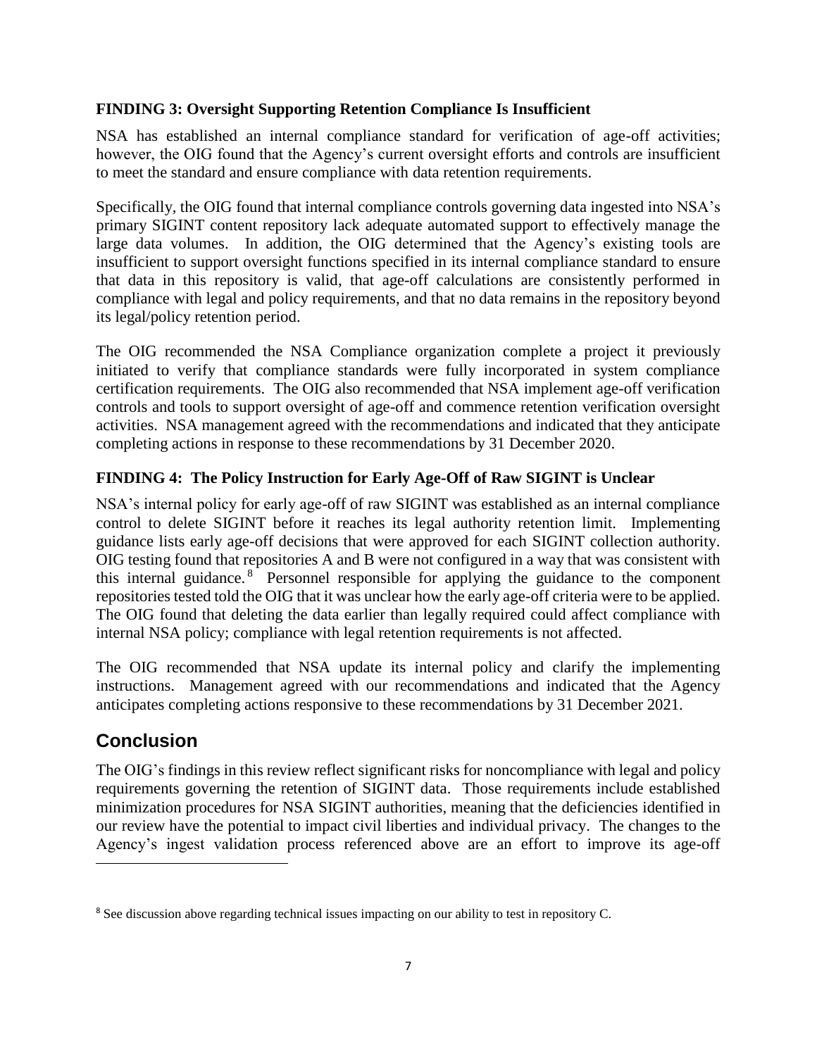**FINDING 3: Oversight Supporting Retention Compliance Is Insufficient**

NSA has established an internal compliance standard for verification of age-off activities; however, the OIG found that the Agency's current oversight efforts and controls are insufficient to meet the standard and ensure compliance with data retention requirements.

Specifically, the OIG found that internal compliance controls governing data ingested into NSA's primary SIGINT content repository lack adequate automated support to effectively manage the large data volumes. In addition, the OIG determined that the Agency's existing tools are insufficient to support oversight functions specified in its internal compliance standard to ensure that data in this repository is valid, that age-off calculations are consistently performed in compliance with legal and policy requirements, and that no data remains in the repository beyond its legal/policy retention period.

The OIG recommended the NSA Compliance organization complete a project it previously initiated to verify that compliance standards were fully incorporated in system compliance certification requirements. The OIG also recommended that NSA implement age-off verification controls and tools to support oversight of age-off and commence retention verification oversight activities. NSA management agreed with the recommendations and indicated that they anticipate completing actions in response to these recommendations by 31 December 2020.

**FINDING 4: The Policy Instruction for Early Age-Off of Raw SIGINT is Unclear**

NSA's internal policy for early age-off of raw SIGINT was established as an internal compliance control to delete SIGINT before it reaches its legal authority retention limit. Implementing guidance lists early age-off decisions that were approved for each SIGINT collection authority. OIG testing found that repositories A and B were not configured in a way that was consistent with this internal guidance.[8] Personnel responsible for applying the guidance to the component repositories tested told the OIG that it was unclear how the early age-off criteria were to be applied. The OIG found that deleting the data earlier than legally required could affect compliance with internal NSA policy; compliance with legal retention requirements is not affected.

The OIG recommended that NSA update its internal policy and clarify the implementing instructions. Management agreed with our recommendations and indicated that the Agency anticipates completing actions responsive to these recommendations by 31 December 2021.

## Conclusion

The OIG's findings in this review reflect significant risks for noncompliance with legal and policy requirements governing the retention of SIGINT data. Those requirements include established minimization procedures for NSA SIGINT authorities, meaning that the deficiencies identified in our review have the potential to impact civil liberties and individual privacy. The changes to the Agency's ingest validation process referenced above are an effort to improve its age-off

[8] See discussion above regarding technical issues impacting on our ability to test in repository C.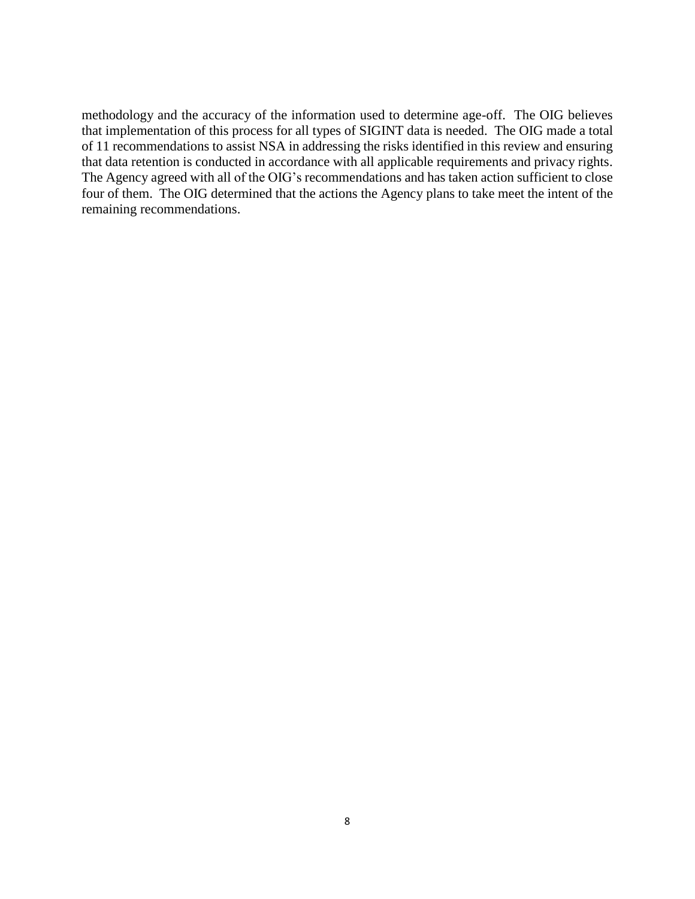methodology and the accuracy of the information used to determine age-off. The OIG believes that implementation of this process for all types of SIGINT data is needed. The OIG made a total of 11 recommendations to assist NSA in addressing the risks identified in this review and ensuring that data retention is conducted in accordance with all applicable requirements and privacy rights. The Agency agreed with all of the OIG's recommendations and has taken action sufficient to close four of them. The OIG determined that the actions the Agency plans to take meet the intent of the remaining recommendations.